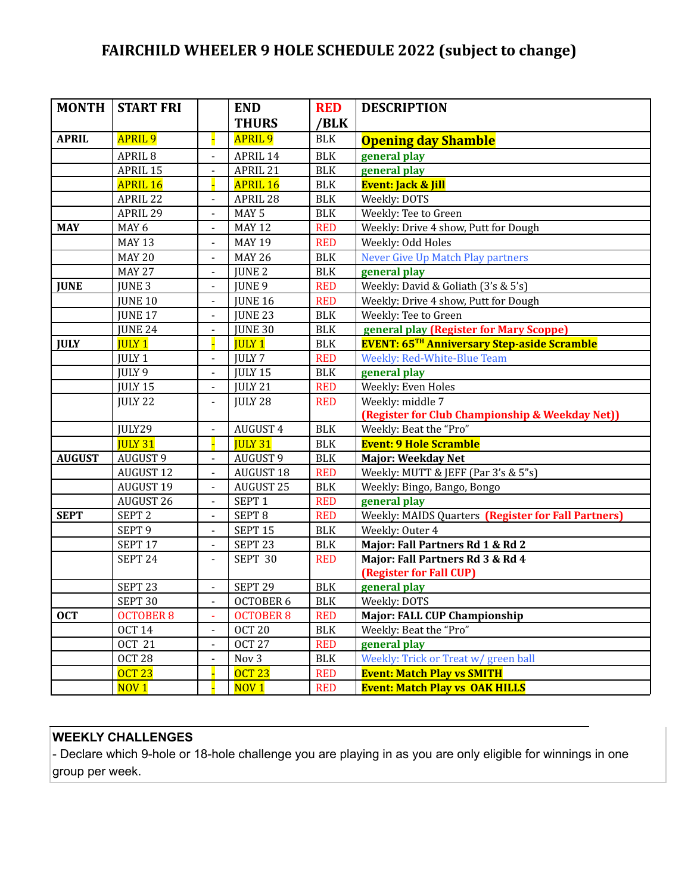# FAIRCHILD WHEELER 9 HOLE SCHEDULE 2022 (subject to change)

| MONTH | START FRI | | END THURS | RED /BLK | DESCRIPTION |
|---|---|---|---|---|---|
| APRIL | APRIL 9 | - | APRIL 9 | BLK | **Opening day Shamble** |
| | APRIL 8 | - | APRIL 14 | BLK | **general play** |
| | APRIL 15 | - | APRIL 21 | BLK | **general play** |
| | APRIL 16 | - | APRIL 16 | BLK | **Event: Jack & Jill** |
| | APRIL 22 | - | APRIL 28 | BLK | Weekly: DOTS |
| | APRIL 29 | - | MAY 5 | BLK | Weekly: Tee to Green |
| MAY | MAY 6 | - | MAY 12 | RED | Weekly: Drive 4 show, Putt for Dough |
| | MAY 13 | - | MAY 19 | RED | Weekly: Odd Holes |
| | MAY 20 | - | MAY 26 | BLK | Never Give Up Match Play partners |
| | MAY 27 | - | JUNE 2 | BLK | **general play** |
| JUNE | JUNE 3 | - | JUNE 9 | RED | Weekly: David & Goliath (3's & 5's) |
| | JUNE 10 | - | JUNE 16 | RED | Weekly: Drive 4 show, Putt for Dough |
| | JUNE 17 | - | JUNE 23 | BLK | Weekly: Tee to Green |
| | JUNE 24 | - | JUNE 30 | BLK | **general play (Register for Mary Scoppe)** |
| JULY | JULY 1 | - | JULY 1 | BLK | **EVENT: 65[TH] Anniversary Step-aside Scramble** |
| | JULY 1 | - | JULY 7 | RED | Weekly: Red-White-Blue Team |
| | JULY 9 | - | JULY 15 | BLK | **general play** |
| | JULY 15 | - | JULY 21 | RED | Weekly: Even Holes |
| | JULY 22 | - | JULY 28 | RED | Weekly: middle 7 **(Register for Club Championship & Weekday Net))** |
| | JULY29 | - | AUGUST 4 | BLK | Weekly: Beat the "Pro" |
| | JULY 31 | - | JULY 31 | BLK | **Event: 9 Hole Scramble** |
| AUGUST | AUGUST 9 | - | AUGUST 9 | BLK | **Major: Weekday Net** |
| | AUGUST 12 | - | AUGUST 18 | RED | Weekly: MUTT & JEFF (Par 3's & 5"s) |
| | AUGUST 19 | - | AUGUST 25 | BLK | Weekly: Bingo, Bango, Bongo |
| | AUGUST 26 | - | SEPT 1 | RED | **general play** |
| SEPT | SEPT 2 | - | SEPT 8 | RED | Weekly: MAIDS Quarters **(Register for Fall Partners)** |
| | SEPT 9 | - | SEPT 15 | BLK | Weekly: Outer 4 |
| | SEPT 17 | - | SEPT 23 | BLK | **Major: Fall Partners Rd 1 & Rd 2** |
| | SEPT 24 | - | SEPT 30 | RED | **Major: Fall Partners Rd 3 & Rd 4 (Register for Fall CUP)** |
| | SEPT 23 | - | SEPT 29 | BLK | **general play** |
| | SEPT 30 | - | OCTOBER 6 | BLK | Weekly: DOTS |
| OCT | OCTOBER 8 | - | OCTOBER 8 | RED | **Major: FALL CUP Championship** |
| | OCT 14 | - | OCT 20 | BLK | Weekly: Beat the "Pro" |
| | OCT 21 | - | OCT 27 | RED | **general play** |
| | OCT 28 | - | Nov 3 | BLK | Weekly: Trick or Treat w/ green ball |
| | OCT 23 | - | OCT 23 | RED | **Event: Match Play vs SMITH** |
| | NOV 1 | - | NOV 1 | RED | **Event: Match Play vs OAK HILLS** |

**WEEKLY CHALLENGES**

- Declare which 9-hole or 18-hole challenge you are playing in as you are only eligible for winnings in one group per week.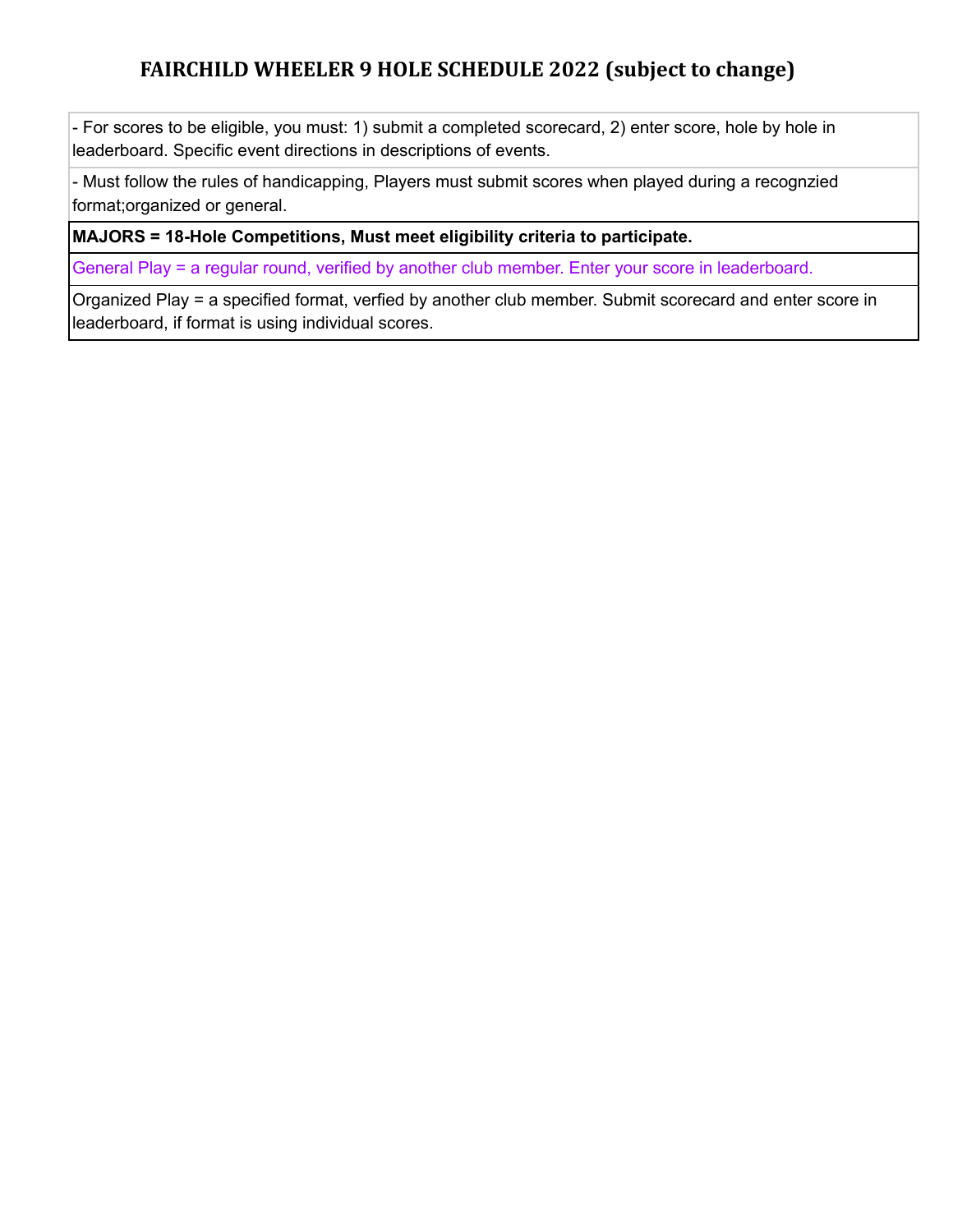# FAIRCHILD WHEELER 9 HOLE SCHEDULE 2022 (subject to change)

| |
|---|
| - For scores to be eligible, you must: 1) submit a completed scorecard, 2) enter score, hole by hole in leaderboard. Specific event directions in descriptions of events. |
| - Must follow the rules of handicapping, Players must submit scores when played during a recognzied format;organized or general. |
| **MAJORS = 18-Hole Competitions, Must meet eligibility criteria to participate.** |
| General Play = a regular round, verified by another club member. Enter your score in leaderboard. |
| Organized Play = a specified format, verfied by another club member. Submit scorecard and enter score in leaderboard, if format is using individual scores. |